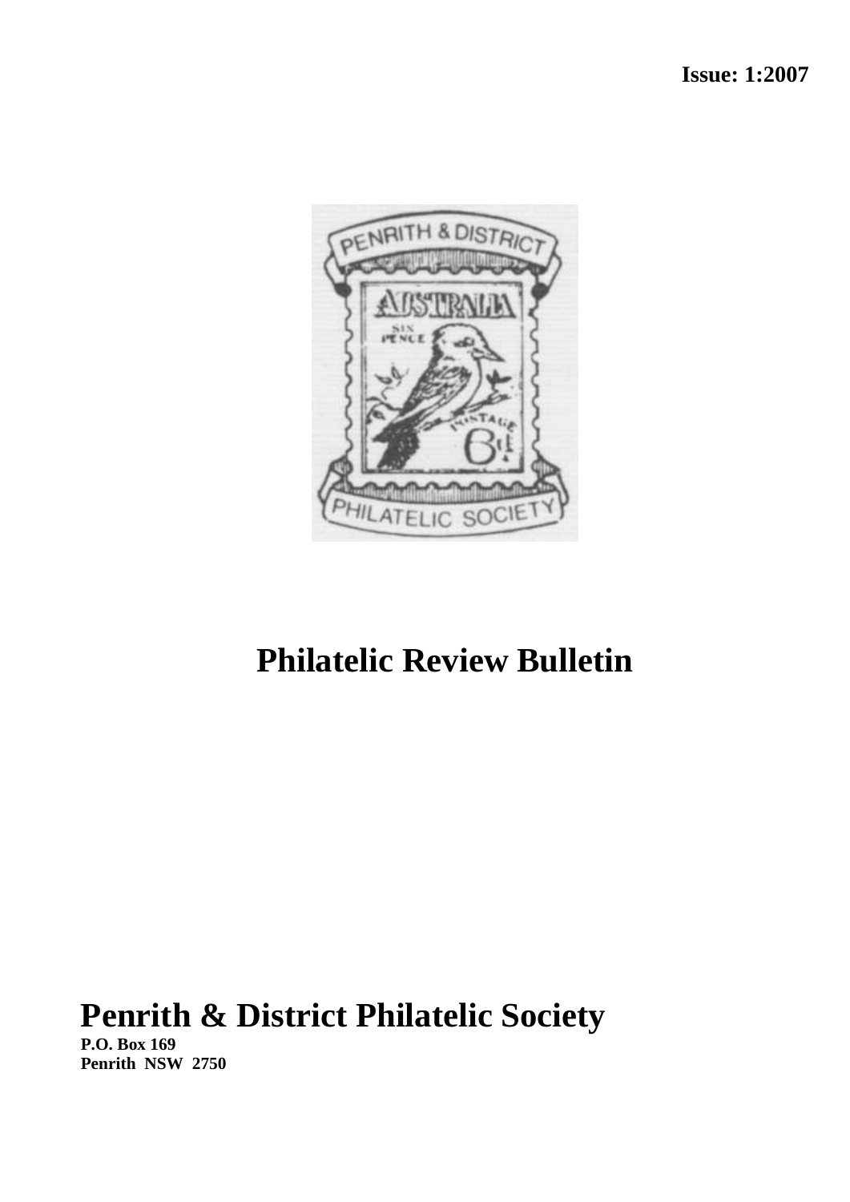**Issue: 1:2007**

# Philatelic Review Bulletin

## Penrith & District Philatelic Society

**P.O. Box 169**
**Penrith NSW 2750**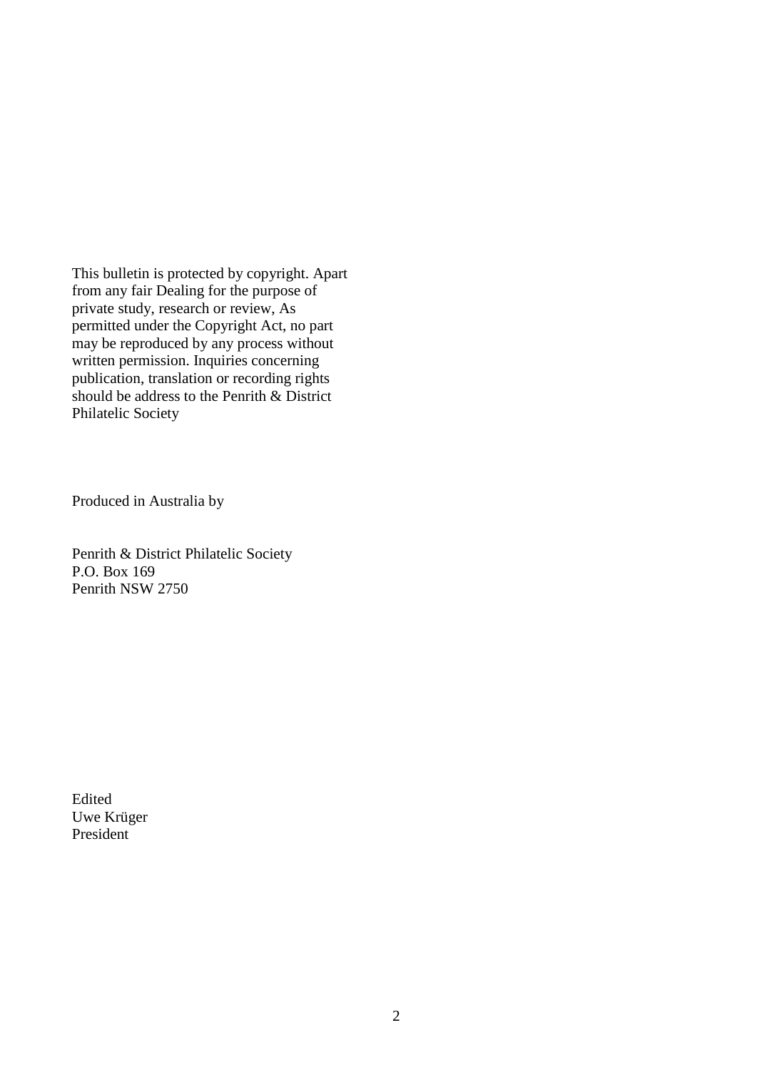This bulletin is protected by copyright. Apart from any fair Dealing for the purpose of private study, research or review, As permitted under the Copyright Act, no part may be reproduced by any process without written permission. Inquiries concerning publication, translation or recording rights should be address to the Penrith & District Philatelic Society

Produced in Australia by

Penrith & District Philatelic Society
P.O. Box 169
Penrith NSW 2750

Edited
Uwe Krüger
President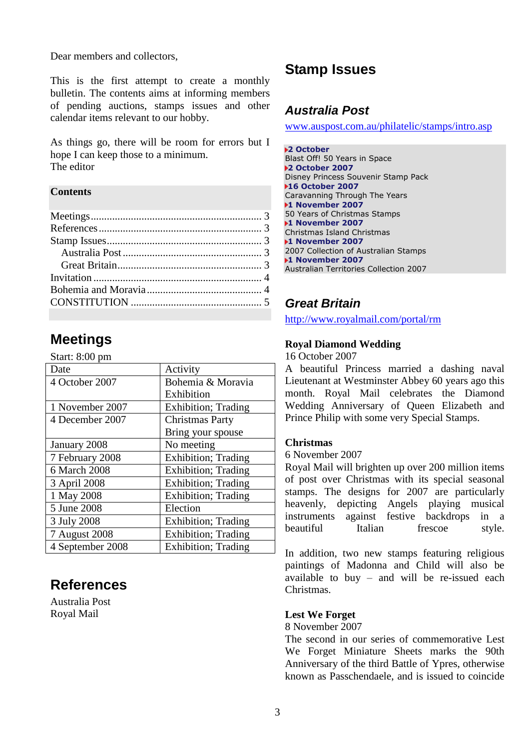Dear members and collectors,

This is the first attempt to create a monthly bulletin. The contents aims at informing members of pending auctions, stamps issues and other calendar items relevant to our hobby.

As things go, there will be room for errors but I hope I can keep those to a minimum.
The editor

**Contents**

Meetings ........................................................... 3
References ......................................................... 3
Stamp Issues ....................................................... 3
    Australia Post ................................................. 3
    Great Britain .................................................. 3
Invitation ......................................................... 4
Bohemia and Moravia ................................................ 4
CONSTITUTION ....................................................... 5

## Meetings

Start: 8:00 pm

| Date | Activity |
|---|---|
| 4 October 2007 | Bohemia & Moravia Exhibition |
| 1 November 2007 | Exhibition; Trading |
| 4 December 2007 | Christmas Party Bring your spouse |
| January 2008 | No meeting |
| 7 February 2008 | Exhibition; Trading |
| 6 March 2008 | Exhibition; Trading |
| 3 April 2008 | Exhibition; Trading |
| 1 May 2008 | Exhibition; Trading |
| 5 June 2008 | Election |
| 3 July 2008 | Exhibition; Trading |
| 7 August 2008 | Exhibition; Trading |
| 4 September 2008 | Exhibition; Trading |

## References

Australia Post
Royal Mail

## Stamp Issues

### Australia Post

www.auspost.com.au/philatelic/stamps/intro.asp

**2 October**
Blast Off! 50 Years in Space
**2 October 2007**
Disney Princess Souvenir Stamp Pack
**16 October 2007**
Caravanning Through The Years
**1 November 2007**
50 Years of Christmas Stamps
**1 November 2007**
Christmas Island Christmas
**1 November 2007**
2007 Collection of Australian Stamps
**1 November 2007**
Australian Territories Collection 2007

### Great Britain

http://www.royalmail.com/portal/rm

**Royal Diamond Wedding**
16 October 2007
A beautiful Princess married a dashing naval Lieutenant at Westminster Abbey 60 years ago this month. Royal Mail celebrates the Diamond Wedding Anniversary of Queen Elizabeth and Prince Philip with some very Special Stamps.

**Christmas**
6 November 2007
Royal Mail will brighten up over 200 million items of post over Christmas with its special seasonal stamps. The designs for 2007 are particularly heavenly, depicting Angels playing musical instruments against festive backdrops in a beautiful Italian fresco style.

In addition, two new stamps featuring religious paintings of Madonna and Child will also be available to buy – and will be re-issued each Christmas.

**Lest We Forget**
8 November 2007
The second in our series of commemorative Lest We Forget Miniature Sheets marks the 90th Anniversary of the third Battle of Ypres, otherwise known as Passchendaele, and is issued to coincide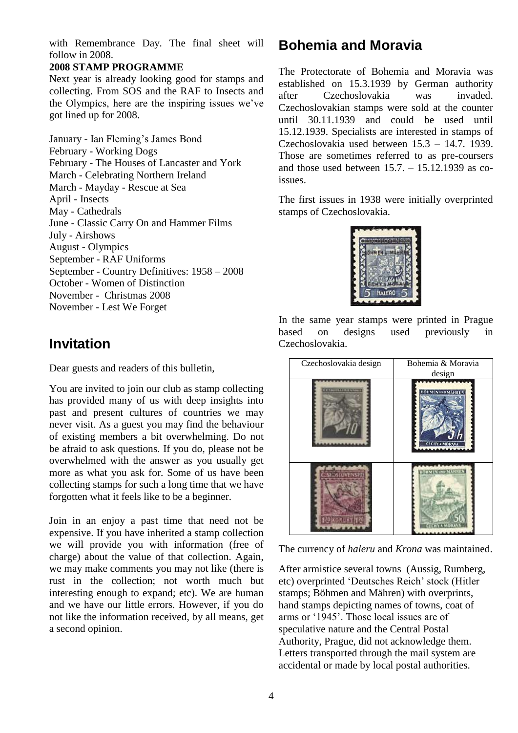with Remembrance Day. The final sheet will follow in 2008.

**2008 STAMP PROGRAMME**

Next year is already looking good for stamps and collecting. From SOS and the RAF to Insects and the Olympics, here are the inspiring issues we've got lined up for 2008.

January - Ian Fleming's James Bond
February - Working Dogs
February - The Houses of Lancaster and York
March - Celebrating Northern Ireland
March - Mayday - Rescue at Sea
April - Insects
May - Cathedrals
June - Classic Carry On and Hammer Films
July - Airshows
August - Olympics
September - RAF Uniforms
September - Country Definitives: 1958 – 2008
October - Women of Distinction
November - Christmas 2008
November - Lest We Forget

## Invitation

Dear guests and readers of this bulletin,

You are invited to join our club as stamp collecting has provided many of us with deep insights into past and present cultures of countries we may never visit. As a guest you may find the behaviour of existing members a bit overwhelming. Do not be afraid to ask questions. If you do, please not be overwhelmed with the answer as you usually get more as what you ask for. Some of us have been collecting stamps for such a long time that we have forgotten what it feels like to be a beginner.

Join in an enjoy a past time that need not be expensive. If you have inherited a stamp collection we will provide you with information (free of charge) about the value of that collection. Again, we may make comments you may not like (there is rust in the collection; not worth much but interesting enough to expand; etc). We are human and we have our little errors. However, if you do not like the information received, by all means, get a second opinion.

## Bohemia and Moravia

The Protectorate of Bohemia and Moravia was established on 15.3.1939 by German authority after Czechoslovakia was invaded. Czechoslovakian stamps were sold at the counter until 30.11.1939 and could be used until 15.12.1939. Specialists are interested in stamps of Czechoslovakia used between 15.3 – 14.7. 1939. Those are sometimes referred to as pre-coursers and those used between 15.7. – 15.12.1939 as co-issues.

The first issues in 1938 were initially overprinted stamps of Czechoslovakia.

In the same year stamps were printed in Prague based on designs used previously in Czechoslovakia.

| Czechoslovakia design | Bohemia & Moravia design |
| --- | --- |
| | |
| | |

The currency of *haleru* and *Krona* was maintained.

After armistice several towns (Aussig, Rumberg, etc) overprinted 'Deutsches Reich' stock (Hitler stamps; Böhmen and Mähren) with overprints, hand stamps depicting names of towns, coat of arms or '1945'. Those local issues are of speculative nature and the Central Postal Authority, Prague, did not acknowledge them. Letters transported through the mail system are accidental or made by local postal authorities.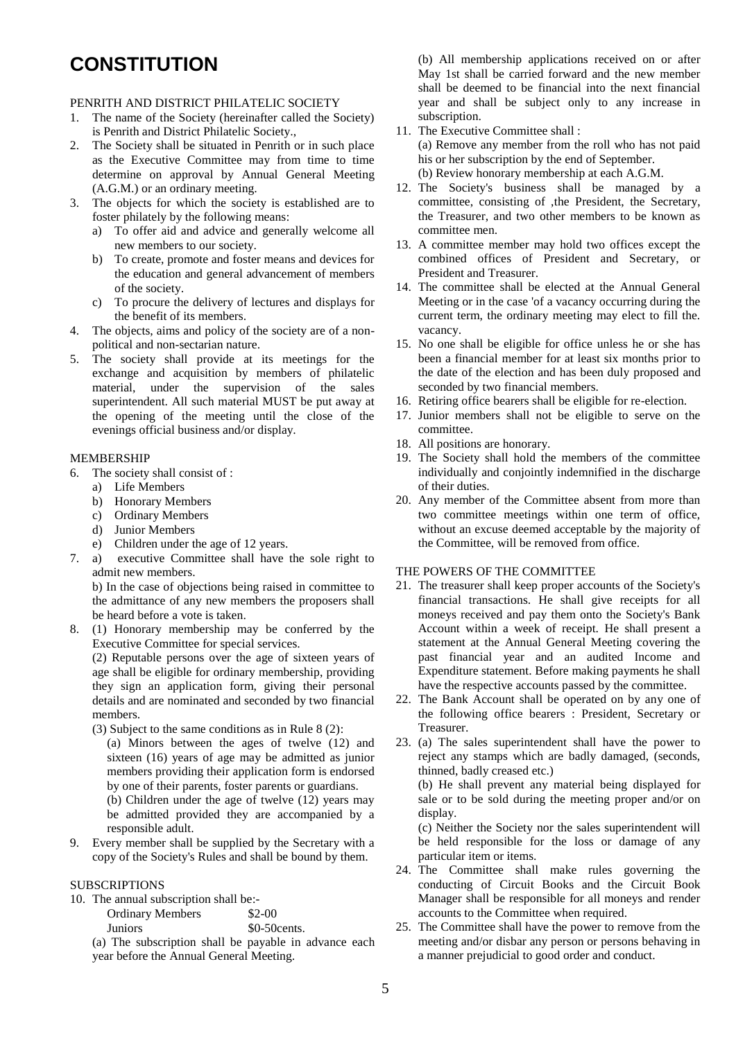# CONSTITUTION

PENRITH AND DISTRICT PHILATELIC SOCIETY

1. The name of the Society (hereinafter called the Society) is Penrith and District Philatelic Society.,
2. The Society shall be situated in Penrith or in such place as the Executive Committee may from time to time determine on approval by Annual General Meeting (A.G.M.) or an ordinary meeting.
3. The objects for which the society is established are to foster philately by the following means:
   a) To offer aid and advice and generally welcome all new members to our society.
   b) To create, promote and foster means and devices for the education and general advancement of members of the society.
   c) To procure the delivery of lectures and displays for the benefit of its members.
4. The objects, aims and policy of the society are of a non-political and non-sectarian nature.
5. The society shall provide at its meetings for the exchange and acquisition by members of philatelic material, under the supervision of the sales superintendent. All such material MUST be put away at the opening of the meeting until the close of the evenings official business and/or display.

MEMBERSHIP

6. The society shall consist of :
   a) Life Members
   b) Honorary Members
   c) Ordinary Members
   d) Junior Members
   e) Children under the age of 12 years.
7. a) executive Committee shall have the sole right to admit new members.

   b) In the case of objections being raised in committee to the admittance of any new members the proposers shall be heard before a vote is taken.
8. (1) Honorary membership may be conferred by the Executive Committee for special services.

   (2) Reputable persons over the age of sixteen years of age shall be eligible for ordinary membership, providing they sign an application form, giving their personal details and are nominated and seconded by two financial members.

   (3) Subject to the same conditions as in Rule 8 (2):

   (a) Minors between the ages of twelve (12) and sixteen (16) years of age may be admitted as junior members providing their application form is endorsed by one of their parents, foster parents or guardians.

   (b) Children under the age of twelve (12) years may be admitted provided they are accompanied by a responsible adult.
9. Every member shall be supplied by the Secretary with a copy of the Society's Rules and shall be bound by them.

SUBSCRIPTIONS

10. The annual subscription shall be:-

    | | |
    |---|---|
    | Ordinary Members | $2-00 |
    | Juniors | $0-50cents. |

    (a) The subscription shall be payable in advance each year before the Annual General Meeting.

    (b) All membership applications received on or after May 1st shall be carried forward and the new member shall be deemed to be financial into the next financial year and shall be subject only to any increase in subscription.
11. The Executive Committee shall :

    (a) Remove any member from the roll who has not paid his or her subscription by the end of September.

    (b) Review honorary membership at each A.G.M.
12. The Society's business shall be managed by a committee, consisting of ,the President, the Secretary, the Treasurer, and two other members to be known as committee men.
13. A committee member may hold two offices except the combined offices of President and Secretary, or President and Treasurer.
14. The committee shall be elected at the Annual General Meeting or in the case 'of a vacancy occurring during the current term, the ordinary meeting may elect to fill the. vacancy.
15. No one shall be eligible for office unless he or she has been a financial member for at least six months prior to the date of the election and has been duly proposed and seconded by two financial members.
16. Retiring office bearers shall be eligible for re-election.
17. Junior members shall not be eligible to serve on the committee.
18. All positions are honorary.
19. The Society shall hold the members of the committee individually and conjointly indemnified in the discharge of their duties.
20. Any member of the Committee absent from more than two committee meetings within one term of office, without an excuse deemed acceptable by the majority of the Committee, will be removed from office.

THE POWERS OF THE COMMITTEE

21. The treasurer shall keep proper accounts of the Society's financial transactions. He shall give receipts for all moneys received and pay them onto the Society's Bank Account within a week of receipt. He shall present a statement at the Annual General Meeting covering the past financial year and an audited Income and Expenditure statement. Before making payments he shall have the respective accounts passed by the committee.
22. The Bank Account shall be operated on by any one of the following office bearers : President, Secretary or Treasurer.
23. (a) The sales superintendent shall have the power to reject any stamps which are badly damaged, (seconds, thinned, badly creased etc.)

    (b) He shall prevent any material being displayed for sale or to be sold during the meeting proper and/or on display.

    (c) Neither the Society nor the sales superintendent will be held responsible for the loss or damage of any particular item or items.
24. The Committee shall make rules governing the conducting of Circuit Books and the Circuit Book Manager shall be responsible for all moneys and render accounts to the Committee when required.
25. The Committee shall have the power to remove from the meeting and/or disbar any person or persons behaving in a manner prejudicial to good order and conduct.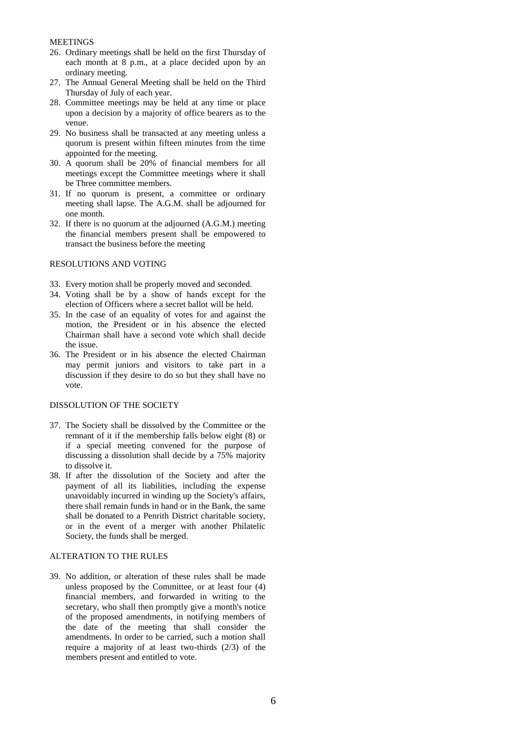## MEETINGS

26. Ordinary meetings shall be held on the first Thursday of each month at 8 p.m., at a place decided upon by an ordinary meeting.
27. The Annual General Meeting shall be held on the Third Thursday of July of each year.
28. Committee meetings may be held at any time or place upon a decision by a majority of office bearers as to the venue.
29. No business shall be transacted at any meeting unless a quorum is present within fifteen minutes from the time appointed for the meeting.
30. A quorum shall be 20% of financial members for all meetings except the Committee meetings where it shall be Three committee members.
31. If no quorum is present, a committee or ordinary meeting shall lapse. The A.G.M. shall be adjourned for one month.
32. If there is no quorum at the adjourned (A.G.M.) meeting the financial members present shall be empowered to transact the business before the meeting

## RESOLUTIONS AND VOTING

33. Every motion shall be properly moved and seconded.
34. Voting shall be by a show of hands except for the election of Officers where a secret ballot will be held.
35. In the case of an equality of votes for and against the motion, the President or in his absence the elected Chairman shall have a second vote which shall decide the issue.
36. The President or in his absence the elected Chairman may permit juniors and visitors to take part in a discussion if they desire to do so but they shall have no vote.

## DISSOLUTION OF THE SOCIETY

37. The Society shall be dissolved by the Committee or the remnant of it if the membership falls below eight (8) or if a special meeting convened for the purpose of discussing a dissolution shall decide by a 75% majority to dissolve it.
38. If after the dissolution of the Society and after the payment of all its liabilities, including the expense unavoidably incurred in winding up the Society's affairs, there shall remain funds in hand or in the Bank, the same shall be donated to a Penrith District charitable society, or in the event of a merger with another Philatelic Society, the funds shall be merged.

## ALTERATION TO THE RULES

39. No addition, or alteration of these rules shall be made unless proposed by the Committee, or at least four (4) financial members, and forwarded in writing to the secretary, who shall then promptly give a month's notice of the proposed amendments, in notifying members of the date of the meeting that shall consider the amendments. In order to be carried, such a motion shall require a majority of at least two-thirds (2/3) of the members present and entitled to vote.